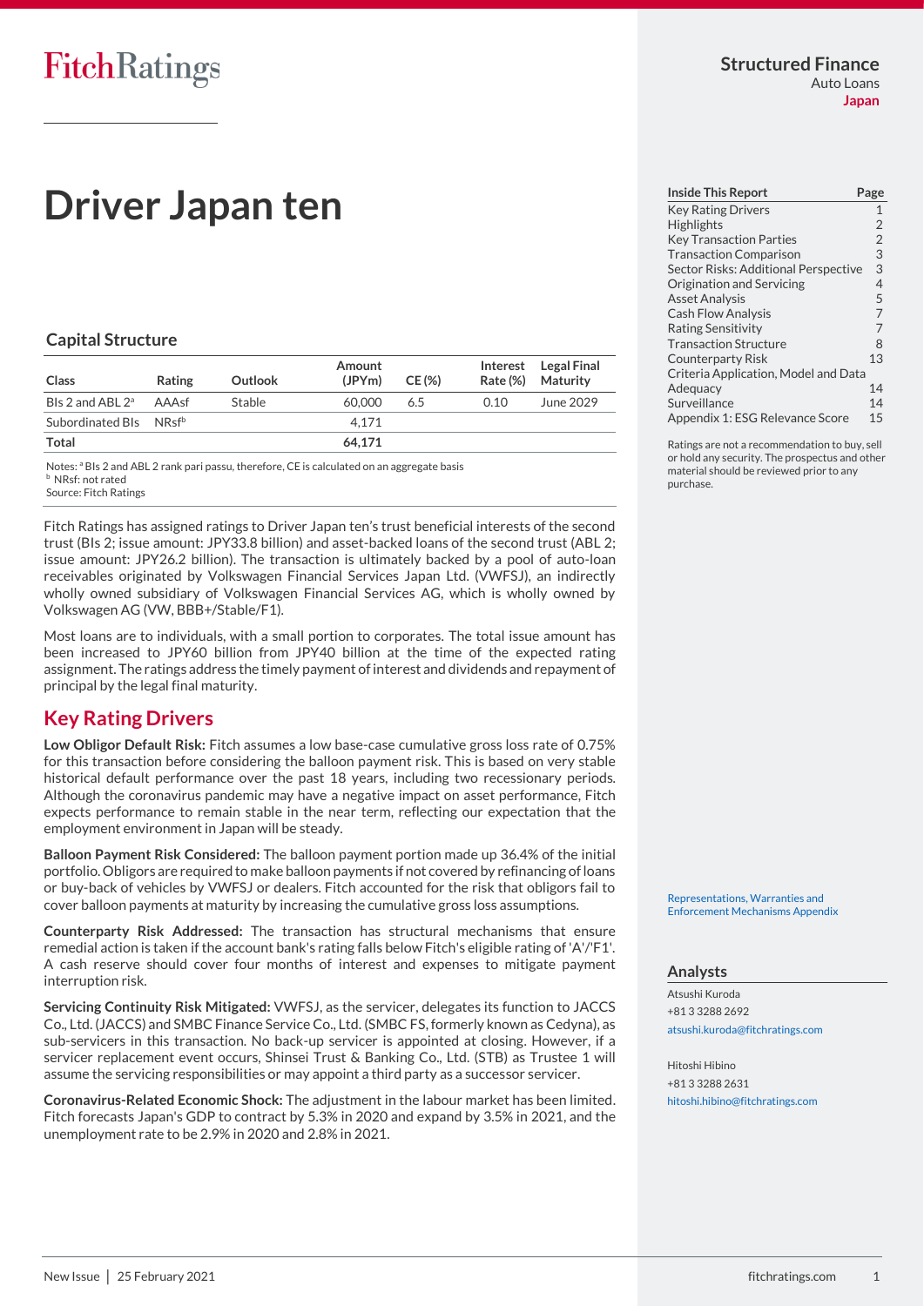FitchRatings

**Structured Finance**
Auto Loans
**Japan**

# Driver Japan ten

## Capital Structure

| Class | Rating | Outlook | Amount (JPYm) | CE (%) | Interest Rate (%) | Legal Final Maturity |
|---|---|---|---|---|---|---|
| BIs 2 and ABL 2[a] | AAAsf | Stable | 60,000 | 6.5 | 0.10 | June 2029 |
| Subordinated BIs | NRsf[b] | | 4,171 | | | |
| **Total** | | | **64,171** | | | |

Notes: [a] BIs 2 and ABL 2 rank pari passu, therefore, CE is calculated on an aggregate basis
[b] NRsf: not rated
Source: Fitch Ratings

Fitch Ratings has assigned ratings to Driver Japan ten's trust beneficial interests of the second trust (BIs 2; issue amount: JPY33.8 billion) and asset-backed loans of the second trust (ABL 2; issue amount: JPY26.2 billion). The transaction is ultimately backed by a pool of auto-loan receivables originated by Volkswagen Financial Services Japan Ltd. (VWFSJ), an indirectly wholly owned subsidiary of Volkswagen Financial Services AG, which is wholly owned by Volkswagen AG (VW, BBB+/Stable/F1).

Most loans are to individuals, with a small portion to corporates. The total issue amount has been increased to JPY60 billion from JPY40 billion at the time of the expected rating assignment. The ratings address the timely payment of interest and dividends and repayment of principal by the legal final maturity.

## Key Rating Drivers

**Low Obligor Default Risk:** Fitch assumes a low base-case cumulative gross loss rate of 0.75% for this transaction before considering the balloon payment risk. This is based on very stable historical default performance over the past 18 years, including two recessionary periods. Although the coronavirus pandemic may have a negative impact on asset performance, Fitch expects performance to remain stable in the near term, reflecting our expectation that the employment environment in Japan will be steady.

**Balloon Payment Risk Considered:** The balloon payment portion made up 36.4% of the initial portfolio. Obligors are required to make balloon payments if not covered by refinancing of loans or buy-back of vehicles by VWFSJ or dealers. Fitch accounted for the risk that obligors fail to cover balloon payments at maturity by increasing the cumulative gross loss assumptions.

**Counterparty Risk Addressed:** The transaction has structural mechanisms that ensure remedial action is taken if the account bank's rating falls below Fitch's eligible rating of 'A'/'F1'. A cash reserve should cover four months of interest and expenses to mitigate payment interruption risk.

**Servicing Continuity Risk Mitigated:** VWFSJ, as the servicer, delegates its function to JACCS Co., Ltd. (JACCS) and SMBC Finance Service Co., Ltd. (SMBC FS, formerly known as Cedyna), as sub-servicers in this transaction. No back-up servicer is appointed at closing. However, if a servicer replacement event occurs, Shinsei Trust & Banking Co., Ltd. (STB) as Trustee 1 will assume the servicing responsibilities or may appoint a third party as a successor servicer.

**Coronavirus-Related Economic Shock:** The adjustment in the labour market has been limited. Fitch forecasts Japan's GDP to contract by 5.3% in 2020 and expand by 3.5% in 2021, and the unemployment rate to be 2.9% in 2020 and 2.8% in 2021.

| Inside This Report | Page |
|---|---|
| Key Rating Drivers | 1 |
| Highlights | 2 |
| Key Transaction Parties | 2 |
| Transaction Comparison | 3 |
| Sector Risks: Additional Perspective | 3 |
| Origination and Servicing | 4 |
| Asset Analysis | 5 |
| Cash Flow Analysis | 7 |
| Rating Sensitivity | 7 |
| Transaction Structure | 8 |
| Counterparty Risk | 13 |
| Criteria Application, Model and Data Adequacy | 14 |
| Surveillance | 14 |
| Appendix 1: ESG Relevance Score | 15 |

Ratings are not a recommendation to buy, sell or hold any security. The prospectus and other material should be reviewed prior to any purchase.

Representations, Warranties and Enforcement Mechanisms Appendix

## Analysts

Atsushi Kuroda
+81 3 3288 2692
atsushi.kuroda@fitchratings.com

Hitoshi Hibino
+81 3 3288 2631
hitoshi.hibino@fitchratings.com

New Issue | 25 February 2021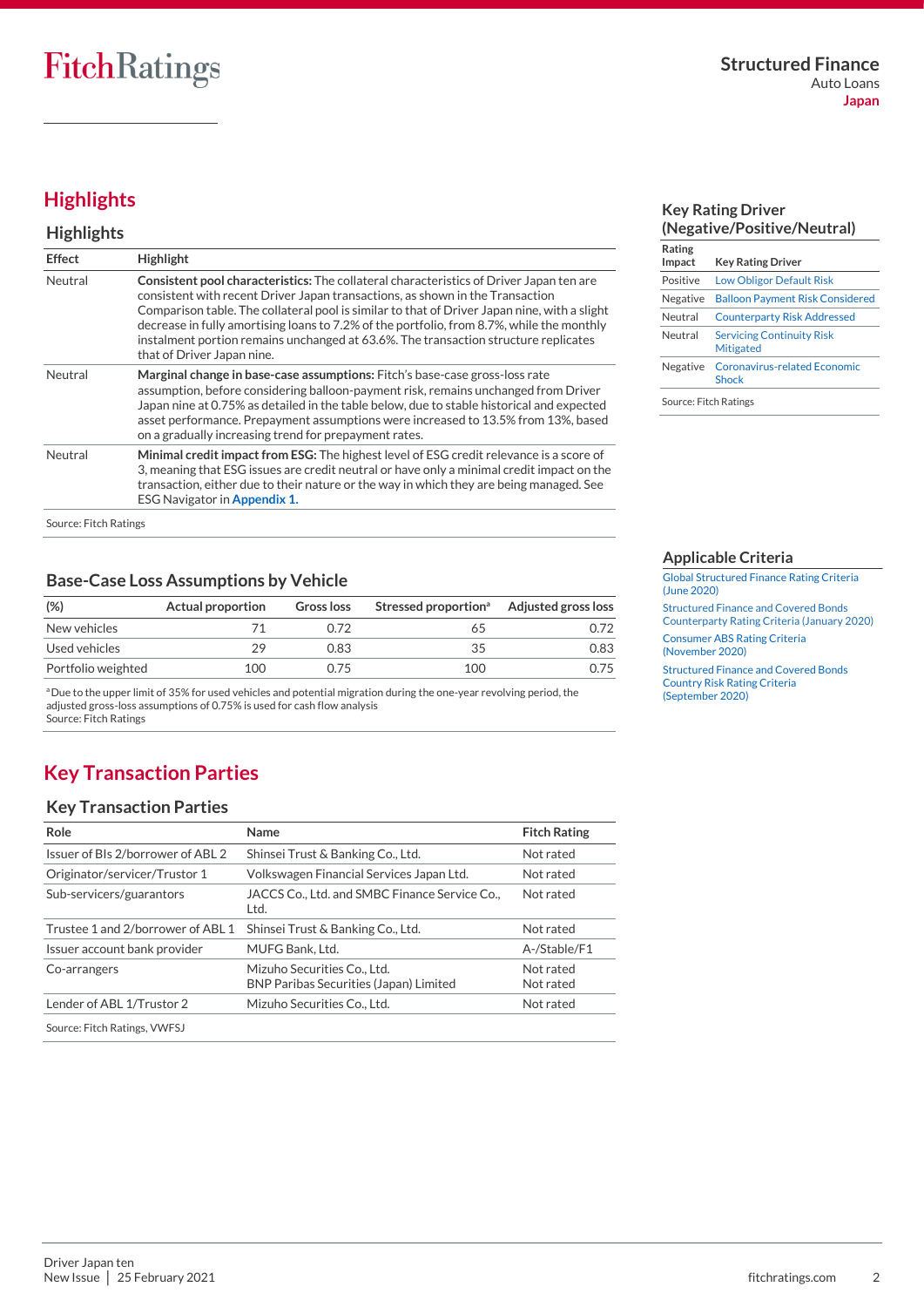# Highlights

## Highlights

| Effect | Highlight |
|---|---|
| Neutral | **Consistent pool characteristics:** The collateral characteristics of Driver Japan ten are consistent with recent Driver Japan transactions, as shown in the Transaction Comparison table. The collateral pool is similar to that of Driver Japan nine, with a slight decrease in fully amortising loans to 7.2% of the portfolio, from 8.7%, while the monthly instalment portion remains unchanged at 63.6%. The transaction structure replicates that of Driver Japan nine. |
| Neutral | **Marginal change in base-case assumptions:** Fitch's base-case gross-loss rate assumption, before considering balloon-payment risk, remains unchanged from Driver Japan nine at 0.75% as detailed in the table below, due to stable historical and expected asset performance. Prepayment assumptions were increased to 13.5% from 13%, based on a gradually increasing trend for prepayment rates. |
| Neutral | **Minimal credit impact from ESG:** The highest level of ESG credit relevance is a score of 3, meaning that ESG issues are credit neutral or have only a minimal credit impact on the transaction, either due to their nature or the way in which they are being managed. See ESG Navigator in **Appendix 1.** |

Source: Fitch Ratings

## Base-Case Loss Assumptions by Vehicle

| (%) | Actual proportion | Gross loss | Stressed proportion[a] | Adjusted gross loss |
|---|---|---|---|---|
| New vehicles | 71 | 0.72 | 65 | 0.72 |
| Used vehicles | 29 | 0.83 | 35 | 0.83 |
| Portfolio weighted | 100 | 0.75 | 100 | 0.75 |

[a] Due to the upper limit of 35% for used vehicles and potential migration during the one-year revolving period, the adjusted gross-loss assumptions of 0.75% is used for cash flow analysis
Source: Fitch Ratings

# Key Transaction Parties

## Key Transaction Parties

| Role | Name | Fitch Rating |
|---|---|---|
| Issuer of BIs 2/borrower of ABL 2 | Shinsei Trust & Banking Co., Ltd. | Not rated |
| Originator/servicer/Trustor 1 | Volkswagen Financial Services Japan Ltd. | Not rated |
| Sub-servicers/guarantors | JACCS Co., Ltd. and SMBC Finance Service Co., Ltd. | Not rated |
| Trustee 1 and 2/borrower of ABL 1 | Shinsei Trust & Banking Co., Ltd. | Not rated |
| Issuer account bank provider | MUFG Bank, Ltd. | A-/Stable/F1 |
| Co-arrangers | Mizuho Securities Co., Ltd.<br>BNP Paribas Securities (Japan) Limited | Not rated<br>Not rated |
| Lender of ABL 1/Trustor 2 | Mizuho Securities Co., Ltd. | Not rated |

Source: Fitch Ratings, VWFSJ

## Key Rating Driver (Negative/Positive/Neutral)

| Rating Impact | Key Rating Driver |
|---|---|
| Positive | Low Obligor Default Risk |
| Negative | Balloon Payment Risk Considered |
| Neutral | Counterparty Risk Addressed |
| Neutral | Servicing Continuity Risk Mitigated |
| Negative | Coronavirus-related Economic Shock |

Source: Fitch Ratings

## Applicable Criteria

Global Structured Finance Rating Criteria (June 2020)

Structured Finance and Covered Bonds Counterparty Rating Criteria (January 2020)

Consumer ABS Rating Criteria (November 2020)

Structured Finance and Covered Bonds Country Risk Rating Criteria (September 2020)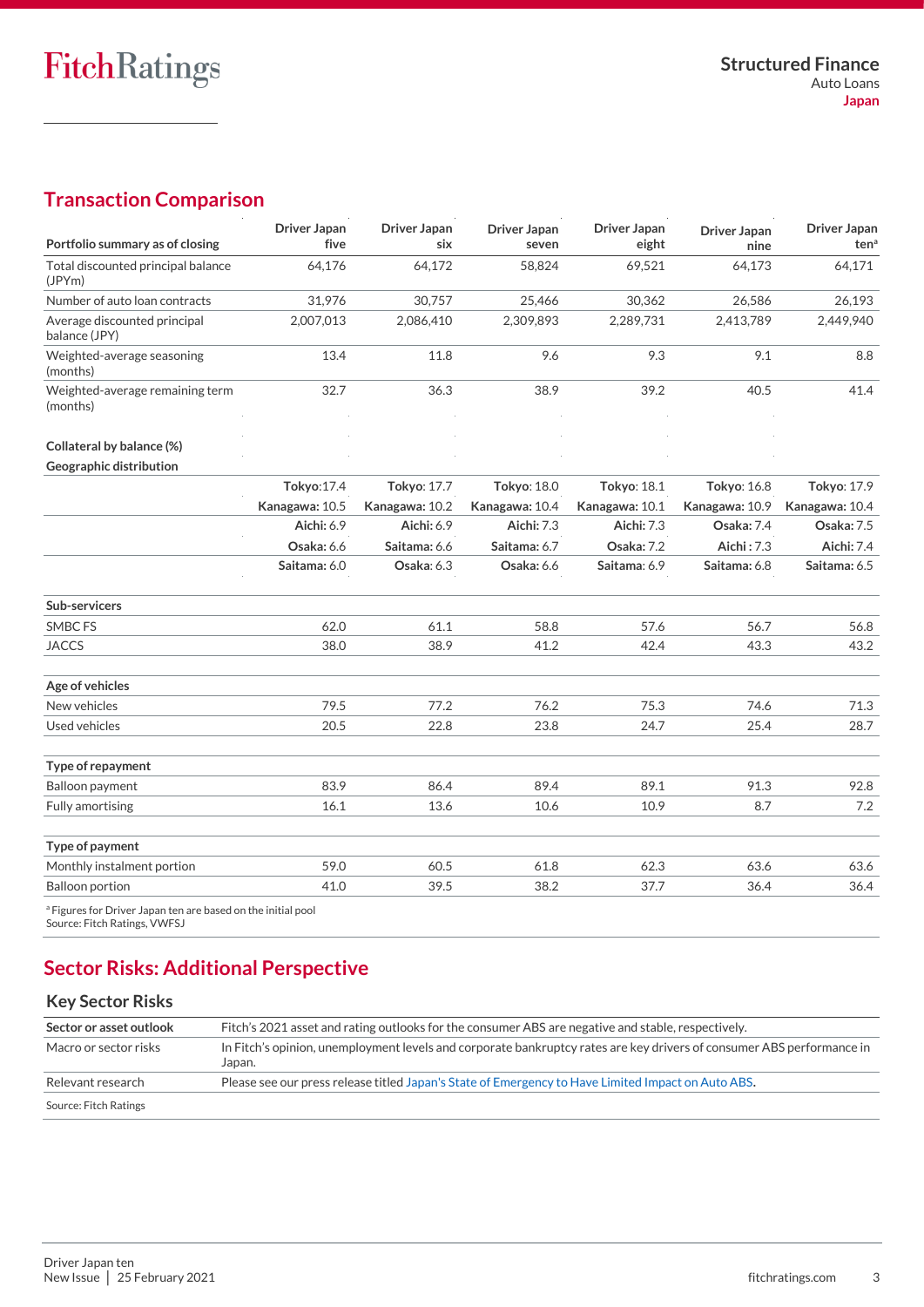## Transaction Comparison

| Portfolio summary as of closing | Driver Japan five | Driver Japan six | Driver Japan seven | Driver Japan eight | Driver Japan nine | Driver Japan ten[a] |
|---|---|---|---|---|---|---|
| Total discounted principal balance (JPYm) | 64,176 | 64,172 | 58,824 | 69,521 | 64,173 | 64,171 |
| Number of auto loan contracts | 31,976 | 30,757 | 25,466 | 30,362 | 26,586 | 26,193 |
| Average discounted principal balance (JPY) | 2,007,013 | 2,086,410 | 2,309,893 | 2,289,731 | 2,413,789 | 2,449,940 |
| Weighted-average seasoning (months) | 13.4 | 11.8 | 9.6 | 9.3 | 9.1 | 8.8 |
| Weighted-average remaining term (months) | 32.7 | 36.3 | 38.9 | 39.2 | 40.5 | 41.4 |
| **Collateral by balance (%)** | | | | | | |
| **Geographic distribution** | | | | | | |
| | **Tokyo:** 17.4 | **Tokyo:** 17.7 | **Tokyo:** 18.0 | **Tokyo:** 18.1 | **Tokyo:** 16.8 | **Tokyo:** 17.9 |
| | **Kanagawa:** 10.5 | **Kanagawa:** 10.2 | **Kanagawa:** 10.4 | **Kanagawa:** 10.1 | **Kanagawa:** 10.9 | **Kanagawa:** 10.4 |
| | **Aichi:** 6.9 | **Aichi:** 6.9 | **Aichi:** 7.3 | **Aichi:** 7.3 | **Osaka:** 7.4 | **Osaka:** 7.5 |
| | **Osaka:** 6.6 | **Saitama:** 6.6 | **Saitama:** 6.7 | **Osaka:** 7.2 | **Aichi :** 7.3 | **Aichi:** 7.4 |
| | **Saitama:** 6.0 | **Osaka:** 6.3 | **Osaka:** 6.6 | **Saitama:** 6.9 | **Saitama:** 6.8 | **Saitama:** 6.5 |
| **Sub-servicers** | | | | | | |
| SMBC FS | 62.0 | 61.1 | 58.8 | 57.6 | 56.7 | 56.8 |
| JACCS | 38.0 | 38.9 | 41.2 | 42.4 | 43.3 | 43.2 |
| **Age of vehicles** | | | | | | |
| New vehicles | 79.5 | 77.2 | 76.2 | 75.3 | 74.6 | 71.3 |
| Used vehicles | 20.5 | 22.8 | 23.8 | 24.7 | 25.4 | 28.7 |
| **Type of repayment** | | | | | | |
| Balloon payment | 83.9 | 86.4 | 89.4 | 89.1 | 91.3 | 92.8 |
| Fully amortising | 16.1 | 13.6 | 10.6 | 10.9 | 8.7 | 7.2 |
| **Type of payment** | | | | | | |
| Monthly instalment portion | 59.0 | 60.5 | 61.8 | 62.3 | 63.6 | 63.6 |
| Balloon portion | 41.0 | 39.5 | 38.2 | 37.7 | 36.4 | 36.4 |

[a] Figures for Driver Japan ten are based on the initial pool
Source: Fitch Ratings, VWFSJ

## Sector Risks: Additional Perspective

### Key Sector Risks

| | |
|---|---|
| **Sector or asset outlook** | Fitch's 2021 asset and rating outlooks for the consumer ABS are negative and stable, respectively. |
| Macro or sector risks | In Fitch's opinion, unemployment levels and corporate bankruptcy rates are key drivers of consumer ABS performance in Japan. |
| Relevant research | Please see our press release titled Japan's State of Emergency to Have Limited Impact on Auto ABS. |

Source: Fitch Ratings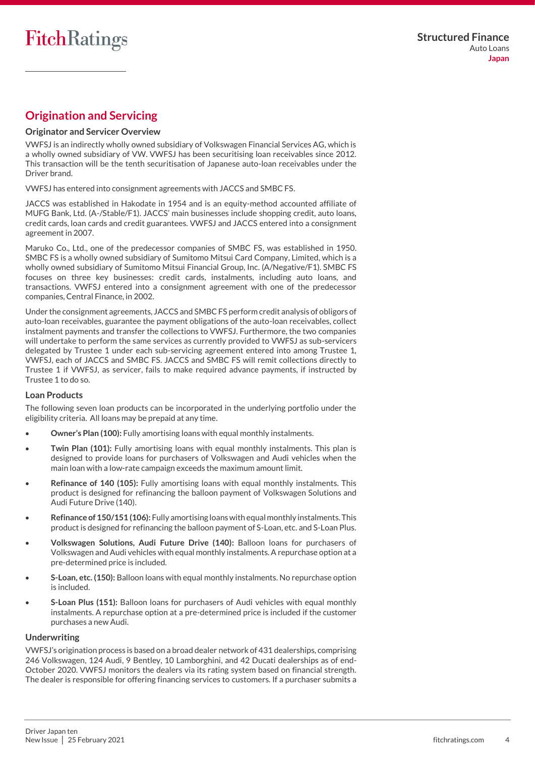## Origination and Servicing

### Originator and Servicer Overview

VWFSJ is an indirectly wholly owned subsidiary of Volkswagen Financial Services AG, which is a wholly owned subsidiary of VW. VWFSJ has been securitising loan receivables since 2012. This transaction will be the tenth securitisation of Japanese auto-loan receivables under the Driver brand.

VWFSJ has entered into consignment agreements with JACCS and SMBC FS.

JACCS was established in Hakodate in 1954 and is an equity-method accounted affiliate of MUFG Bank, Ltd. (A-/Stable/F1). JACCS' main businesses include shopping credit, auto loans, credit cards, loan cards and credit guarantees. VWFSJ and JACCS entered into a consignment agreement in 2007.

Maruko Co., Ltd., one of the predecessor companies of SMBC FS, was established in 1950. SMBC FS is a wholly owned subsidiary of Sumitomo Mitsui Card Company, Limited, which is a wholly owned subsidiary of Sumitomo Mitsui Financial Group, Inc. (A/Negative/F1). SMBC FS focuses on three key businesses: credit cards, instalments, including auto loans, and transactions. VWFSJ entered into a consignment agreement with one of the predecessor companies, Central Finance, in 2002.

Under the consignment agreements, JACCS and SMBC FS perform credit analysis of obligors of auto-loan receivables, guarantee the payment obligations of the auto-loan receivables, collect instalment payments and transfer the collections to VWFSJ. Furthermore, the two companies will undertake to perform the same services as currently provided to VWFSJ as sub-servicers delegated by Trustee 1 under each sub-servicing agreement entered into among Trustee 1, VWFSJ, each of JACCS and SMBC FS. JACCS and SMBC FS will remit collections directly to Trustee 1 if VWFSJ, as servicer, fails to make required advance payments, if instructed by Trustee 1 to do so.

### Loan Products

The following seven loan products can be incorporated in the underlying portfolio under the eligibility criteria. All loans may be prepaid at any time.

- **Owner's Plan (100):** Fully amortising loans with equal monthly instalments.
- **Twin Plan (101):** Fully amortising loans with equal monthly instalments. This plan is designed to provide loans for purchasers of Volkswagen and Audi vehicles when the main loan with a low-rate campaign exceeds the maximum amount limit.
- **Refinance of 140 (105):** Fully amortising loans with equal monthly instalments. This product is designed for refinancing the balloon payment of Volkswagen Solutions and Audi Future Drive (140).
- **Refinance of 150/151 (106):** Fully amortising loans with equal monthly instalments. This product is designed for refinancing the balloon payment of S-Loan, etc. and S-Loan Plus.
- **Volkswagen Solutions, Audi Future Drive (140):** Balloon loans for purchasers of Volkswagen and Audi vehicles with equal monthly instalments. A repurchase option at a pre-determined price is included.
- **S-Loan, etc. (150):** Balloon loans with equal monthly instalments. No repurchase option is included.
- **S-Loan Plus (151):** Balloon loans for purchasers of Audi vehicles with equal monthly instalments. A repurchase option at a pre-determined price is included if the customer purchases a new Audi.

### Underwriting

VWFSJ's origination process is based on a broad dealer network of 431 dealerships, comprising 246 Volkswagen, 124 Audi, 9 Bentley, 10 Lamborghini, and 42 Ducati dealerships as of end-October 2020. VWFSJ monitors the dealers via its rating system based on financial strength. The dealer is responsible for offering financing services to customers. If a purchaser submits a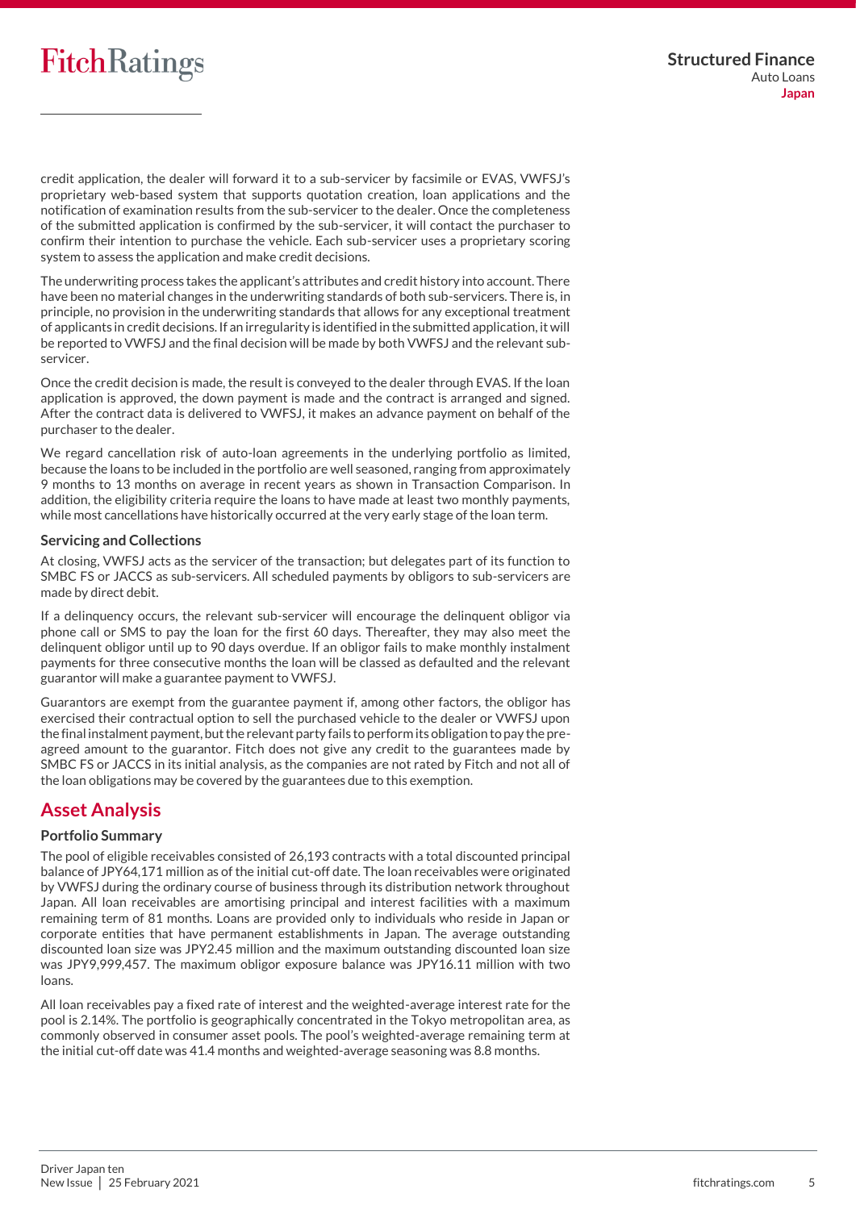credit application, the dealer will forward it to a sub-servicer by facsimile or EVAS, VWFSJ's proprietary web-based system that supports quotation creation, loan applications and the notification of examination results from the sub-servicer to the dealer. Once the completeness of the submitted application is confirmed by the sub-servicer, it will contact the purchaser to confirm their intention to purchase the vehicle. Each sub-servicer uses a proprietary scoring system to assess the application and make credit decisions.

The underwriting process takes the applicant's attributes and credit history into account. There have been no material changes in the underwriting standards of both sub-servicers. There is, in principle, no provision in the underwriting standards that allows for any exceptional treatment of applicants in credit decisions. If an irregularity is identified in the submitted application, it will be reported to VWFSJ and the final decision will be made by both VWFSJ and the relevant sub-servicer.

Once the credit decision is made, the result is conveyed to the dealer through EVAS. If the loan application is approved, the down payment is made and the contract is arranged and signed. After the contract data is delivered to VWFSJ, it makes an advance payment on behalf of the purchaser to the dealer.

We regard cancellation risk of auto-loan agreements in the underlying portfolio as limited, because the loans to be included in the portfolio are well seasoned, ranging from approximately 9 months to 13 months on average in recent years as shown in Transaction Comparison. In addition, the eligibility criteria require the loans to have made at least two monthly payments, while most cancellations have historically occurred at the very early stage of the loan term.

### Servicing and Collections

At closing, VWFSJ acts as the servicer of the transaction; but delegates part of its function to SMBC FS or JACCS as sub-servicers. All scheduled payments by obligors to sub-servicers are made by direct debit.

If a delinquency occurs, the relevant sub-servicer will encourage the delinquent obligor via phone call or SMS to pay the loan for the first 60 days. Thereafter, they may also meet the delinquent obligor until up to 90 days overdue. If an obligor fails to make monthly instalment payments for three consecutive months the loan will be classed as defaulted and the relevant guarantor will make a guarantee payment to VWFSJ.

Guarantors are exempt from the guarantee payment if, among other factors, the obligor has exercised their contractual option to sell the purchased vehicle to the dealer or VWFSJ upon the final instalment payment, but the relevant party fails to perform its obligation to pay the pre-agreed amount to the guarantor. Fitch does not give any credit to the guarantees made by SMBC FS or JACCS in its initial analysis, as the companies are not rated by Fitch and not all of the loan obligations may be covered by the guarantees due to this exemption.

## Asset Analysis

### Portfolio Summary

The pool of eligible receivables consisted of 26,193 contracts with a total discounted principal balance of JPY64,171 million as of the initial cut-off date. The loan receivables were originated by VWFSJ during the ordinary course of business through its distribution network throughout Japan. All loan receivables are amortising principal and interest facilities with a maximum remaining term of 81 months. Loans are provided only to individuals who reside in Japan or corporate entities that have permanent establishments in Japan. The average outstanding discounted loan size was JPY2.45 million and the maximum outstanding discounted loan size was JPY9,999,457. The maximum obligor exposure balance was JPY16.11 million with two loans.

All loan receivables pay a fixed rate of interest and the weighted-average interest rate for the pool is 2.14%. The portfolio is geographically concentrated in the Tokyo metropolitan area, as commonly observed in consumer asset pools. The pool's weighted-average remaining term at the initial cut-off date was 41.4 months and weighted-average seasoning was 8.8 months.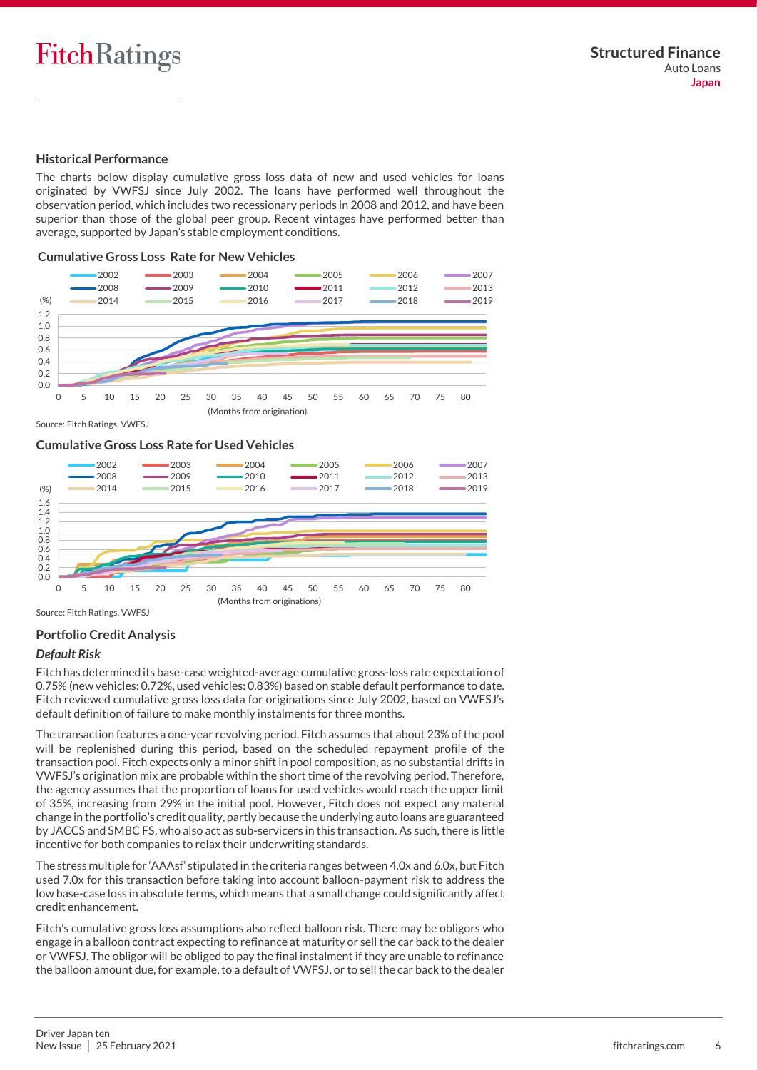## Historical Performance

The charts below display cumulative gross loss data of new and used vehicles for loans originated by VWFSJ since July 2002. The loans have performed well throughout the observation period, which includes two recessionary periods in 2008 and 2012, and have been superior than those of the global peer group. Recent vintages have performed better than average, supported by Japan's stable employment conditions.

### Cumulative Gross Loss Rate for New Vehicles

2002
2003
2004
2005
2006
2007
2008
2009
2010
2011
2012
2013
2014
2015
2016
2017
2018
2019

(%)
1.2
1.0
0.8
0.6
0.4
0.2
0.0

0 5 10 15 20 25 30 35 40 45 50 55 60 65 70 75 80

(Months from origination)

Source: Fitch Ratings, VWFSJ

### Cumulative Gross Loss Rate for Used Vehicles

2002
2003
2004
2005
2006
2007
2008
2009
2010
2011
2012
2013
2014
2015
2016
2017
2018
2019

(%)
1.6
1.4
1.2
1.0
0.8
0.6
0.4
0.2
0.0

0 5 10 15 20 25 30 35 40 45 50 55 60 65 70 75 80

(Months from originations)

Source: Fitch Ratings, VWFSJ

## Portfolio Credit Analysis

### *Default Risk*

Fitch has determined its base-case weighted-average cumulative gross-loss rate expectation of 0.75% (new vehicles: 0.72%, used vehicles: 0.83%) based on stable default performance to date. Fitch reviewed cumulative gross loss data for originations since July 2002, based on VWFSJ's default definition of failure to make monthly instalments for three months.

The transaction features a one-year revolving period. Fitch assumes that about 23% of the pool will be replenished during this period, based on the scheduled repayment profile of the transaction pool. Fitch expects only a minor shift in pool composition, as no substantial drifts in VWFSJ's origination mix are probable within the short time of the revolving period. Therefore, the agency assumes that the proportion of loans for used vehicles would reach the upper limit of 35%, increasing from 29% in the initial pool. However, Fitch does not expect any material change in the portfolio's credit quality, partly because the underlying auto loans are guaranteed by JACCS and SMBC FS, who also act as sub-servicers in this transaction. As such, there is little incentive for both companies to relax their underwriting standards.

The stress multiple for 'AAAsf' stipulated in the criteria ranges between 4.0x and 6.0x, but Fitch used 7.0x for this transaction before taking into account balloon-payment risk to address the low base-case loss in absolute terms, which means that a small change could significantly affect credit enhancement.

Fitch's cumulative gross loss assumptions also reflect balloon risk. There may be obligors who engage in a balloon contract expecting to refinance at maturity or sell the car back to the dealer or VWFSJ. The obligor will be obliged to pay the final instalment if they are unable to refinance the balloon amount due, for example, to a default of VWFSJ, or to sell the car back to the dealer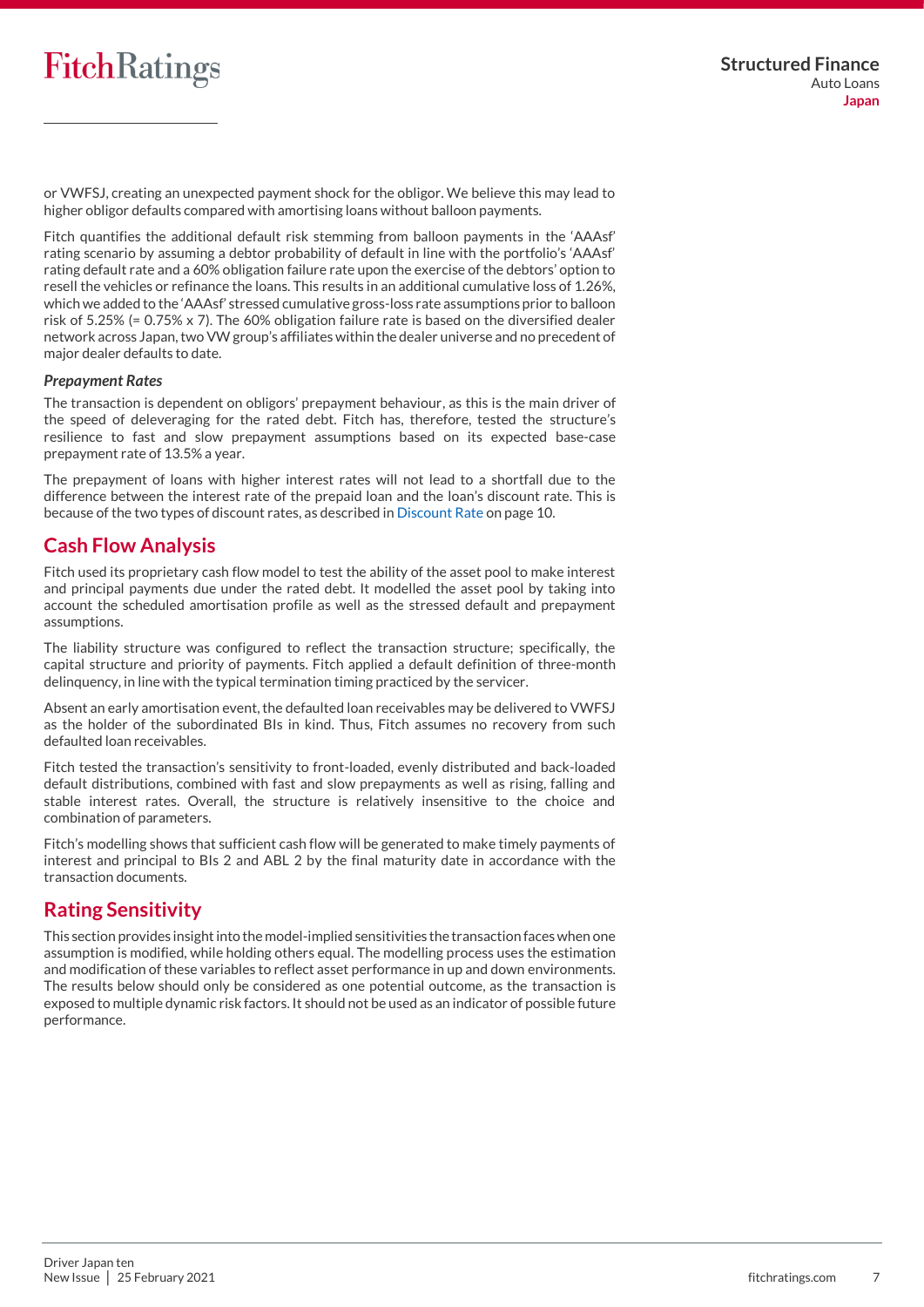or VWFSJ, creating an unexpected payment shock for the obligor. We believe this may lead to higher obligor defaults compared with amortising loans without balloon payments.

Fitch quantifies the additional default risk stemming from balloon payments in the 'AAAsf' rating scenario by assuming a debtor probability of default in line with the portfolio's 'AAAsf' rating default rate and a 60% obligation failure rate upon the exercise of the debtors' option to resell the vehicles or refinance the loans. This results in an additional cumulative loss of 1.26%, which we added to the 'AAAsf' stressed cumulative gross-loss rate assumptions prior to balloon risk of 5.25% (= 0.75% x 7). The 60% obligation failure rate is based on the diversified dealer network across Japan, two VW group's affiliates within the dealer universe and no precedent of major dealer defaults to date.

### *Prepayment Rates*

The transaction is dependent on obligors' prepayment behaviour, as this is the main driver of the speed of deleveraging for the rated debt. Fitch has, therefore, tested the structure's resilience to fast and slow prepayment assumptions based on its expected base-case prepayment rate of 13.5% a year.

The prepayment of loans with higher interest rates will not lead to a shortfall due to the difference between the interest rate of the prepaid loan and the loan's discount rate. This is because of the two types of discount rates, as described in Discount Rate on page 10.

## Cash Flow Analysis

Fitch used its proprietary cash flow model to test the ability of the asset pool to make interest and principal payments due under the rated debt. It modelled the asset pool by taking into account the scheduled amortisation profile as well as the stressed default and prepayment assumptions.

The liability structure was configured to reflect the transaction structure; specifically, the capital structure and priority of payments. Fitch applied a default definition of three-month delinquency, in line with the typical termination timing practiced by the servicer.

Absent an early amortisation event, the defaulted loan receivables may be delivered to VWFSJ as the holder of the subordinated BIs in kind. Thus, Fitch assumes no recovery from such defaulted loan receivables.

Fitch tested the transaction's sensitivity to front-loaded, evenly distributed and back-loaded default distributions, combined with fast and slow prepayments as well as rising, falling and stable interest rates. Overall, the structure is relatively insensitive to the choice and combination of parameters.

Fitch's modelling shows that sufficient cash flow will be generated to make timely payments of interest and principal to BIs 2 and ABL 2 by the final maturity date in accordance with the transaction documents.

## Rating Sensitivity

This section provides insight into the model-implied sensitivities the transaction faces when one assumption is modified, while holding others equal. The modelling process uses the estimation and modification of these variables to reflect asset performance in up and down environments. The results below should only be considered as one potential outcome, as the transaction is exposed to multiple dynamic risk factors. It should not be used as an indicator of possible future performance.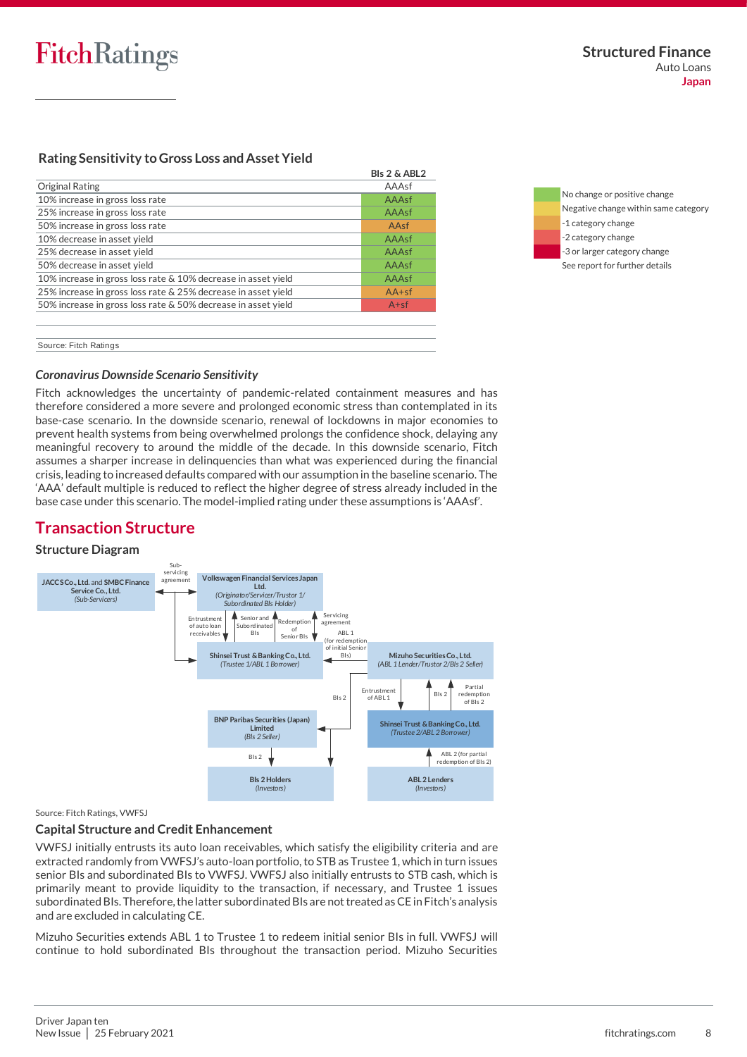## Rating Sensitivity to Gross Loss and Asset Yield

| | BIs 2 & ABL2 |
|---|---|
| Original Rating | AAAsf |
| 10% increase in gross loss rate | AAAsf |
| 25% increase in gross loss rate | AAAsf |
| 50% increase in gross loss rate | AAsf |
| 10% decrease in asset yield | AAAsf |
| 25% decrease in asset yield | AAAsf |
| 50% decrease in asset yield | AAAsf |
| 10% increase in gross loss rate & 10% decrease in asset yield | AAAsf |
| 25% increase in gross loss rate & 25% decrease in asset yield | AA+sf |
| 50% increase in gross loss rate & 50% decrease in asset yield | A+sf |

Source: Fitch Ratings

No change or positive change
Negative change within same category
-1 category change
-2 category change
-3 or larger category change
See report for further details

### *Coronavirus Downside Scenario Sensitivity*

Fitch acknowledges the uncertainty of pandemic-related containment measures and has therefore considered a more severe and prolonged economic stress than contemplated in its base-case scenario. In the downside scenario, renewal of lockdowns in major economies to prevent health systems from being overwhelmed prolongs the confidence shock, delaying any meaningful recovery to around the middle of the decade. In this downside scenario, Fitch assumes a sharper increase in delinquencies than what was experienced during the financial crisis, leading to increased defaults compared with our assumption in the baseline scenario. The 'AAA' default multiple is reduced to reflect the higher degree of stress already included in the base case under this scenario. The model-implied rating under these assumptions is 'AAAsf'.

# Transaction Structure

## Structure Diagram

JACCS Co., Ltd. and SMBC Finance Service Co., Ltd.
*(Sub-Servicers)*

Sub-servicing agreement

Volkswagen Financial Services Japan Ltd.
*(Originator/Servicer/Trustor 1/ Subordinated BIs Holder)*

Entrustment of auto loan receivables

Senior and Subordinated BIs

Redemption of Senior BIs

Servicing agreement

ABL 1 (for redemption of initial Senior BIs)

Shinsei Trust & Banking Co., Ltd.
*(Trustee 1/ABL 1 Borrower)*

Mizuho Securities Co., Ltd.
*(ABL 1 Lender/Trustor 2/BIs 2 Seller)*

BIs 2

Entrustment of ABL 1

BIs 2

Partial redemption of BIs 2

BNP Paribas Securities (Japan) Limited
*(BIs 2 Seller)*

Shinsei Trust & Banking Co., Ltd.
*(Trustee 2/ABL 2 Borrower)*

BIs 2

ABL 2 (for partial redemption of BIs 2)

BIs 2 Holders
*(Investors)*

ABL 2 Lenders
*(Investors)*

Source: Fitch Ratings, VWFSJ

## Capital Structure and Credit Enhancement

VWFSJ initially entrusts its auto loan receivables, which satisfy the eligibility criteria and are extracted randomly from VWFSJ's auto-loan portfolio, to STB as Trustee 1, which in turn issues senior BIs and subordinated BIs to VWFSJ. VWFSJ also initially entrusts to STB cash, which is primarily meant to provide liquidity to the transaction, if necessary, and Trustee 1 issues subordinated BIs. Therefore, the latter subordinated BIs are not treated as CE in Fitch's analysis and are excluded in calculating CE.

Mizuho Securities extends ABL 1 to Trustee 1 to redeem initial senior BIs in full. VWFSJ will continue to hold subordinated BIs throughout the transaction period. Mizuho Securities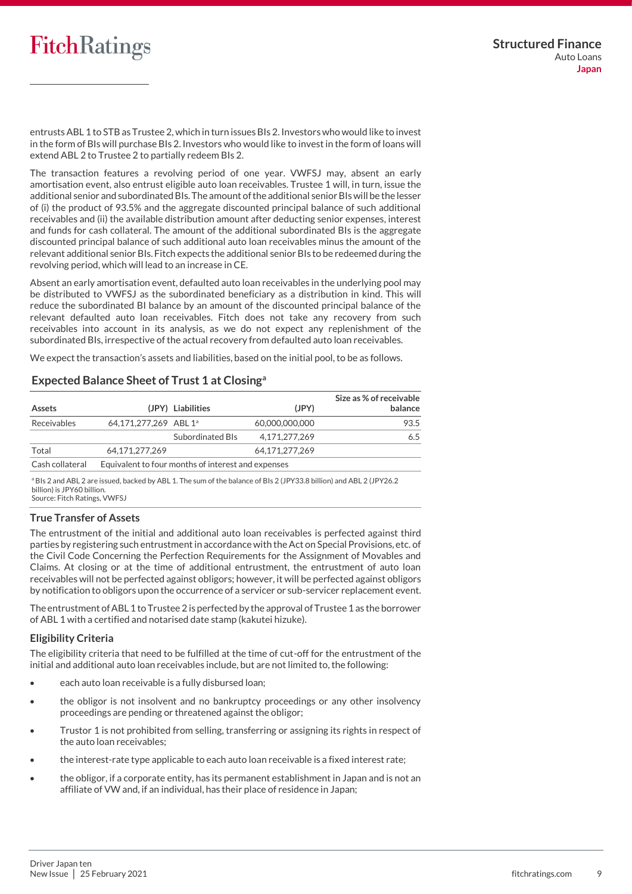entrusts ABL 1 to STB as Trustee 2, which in turn issues BIs 2. Investors who would like to invest in the form of BIs will purchase BIs 2. Investors who would like to invest in the form of loans will extend ABL 2 to Trustee 2 to partially redeem BIs 2.

The transaction features a revolving period of one year. VWFSJ may, absent an early amortisation event, also entrust eligible auto loan receivables. Trustee 1 will, in turn, issue the additional senior and subordinated BIs. The amount of the additional senior BIs will be the lesser of (i) the product of 93.5% and the aggregate discounted principal balance of such additional receivables and (ii) the available distribution amount after deducting senior expenses, interest and funds for cash collateral. The amount of the additional subordinated BIs is the aggregate discounted principal balance of such additional auto loan receivables minus the amount of the relevant additional senior BIs. Fitch expects the additional senior BIs to be redeemed during the revolving period, which will lead to an increase in CE.

Absent an early amortisation event, defaulted auto loan receivables in the underlying pool may be distributed to VWFSJ as the subordinated beneficiary as a distribution in kind. This will reduce the subordinated BI balance by an amount of the discounted principal balance of the relevant defaulted auto loan receivables. Fitch does not take any recovery from such receivables into account in its analysis, as we do not expect any replenishment of the subordinated BIs, irrespective of the actual recovery from defaulted auto loan receivables.

We expect the transaction's assets and liabilities, based on the initial pool, to be as follows.

### Expected Balance Sheet of Trust 1 at Closing[a]

| Assets | (JPY) | Liabilities | (JPY) | Size as % of receivable balance |
|---|---|---|---|---|
| Receivables | 64,171,277,269 | ABL 1[a] | 60,000,000,000 | 93.5 |
| | | Subordinated BIs | 4,171,277,269 | 6.5 |
| Total | 64,171,277,269 | | 64,171,277,269 | |
| Cash collateral | Equivalent to four months of interest and expenses | | | |

[a] BIs 2 and ABL 2 are issued, backed by ABL 1. The sum of the balance of BIs 2 (JPY33.8 billion) and ABL 2 (JPY26.2 billion) is JPY60 billion.
Source: Fitch Ratings, VWFSJ

### True Transfer of Assets

The entrustment of the initial and additional auto loan receivables is perfected against third parties by registering such entrustment in accordance with the Act on Special Provisions, etc. of the Civil Code Concerning the Perfection Requirements for the Assignment of Movables and Claims. At closing or at the time of additional entrustment, the entrustment of auto loan receivables will not be perfected against obligors; however, it will be perfected against obligors by notification to obligors upon the occurrence of a servicer or sub-servicer replacement event.

The entrustment of ABL 1 to Trustee 2 is perfected by the approval of Trustee 1 as the borrower of ABL 1 with a certified and notarised date stamp (kakutei hizuke).

### Eligibility Criteria

The eligibility criteria that need to be fulfilled at the time of cut-off for the entrustment of the initial and additional auto loan receivables include, but are not limited to, the following:

- each auto loan receivable is a fully disbursed loan;
- the obligor is not insolvent and no bankruptcy proceedings or any other insolvency proceedings are pending or threatened against the obligor;
- Trustor 1 is not prohibited from selling, transferring or assigning its rights in respect of the auto loan receivables;
- the interest-rate type applicable to each auto loan receivable is a fixed interest rate;
- the obligor, if a corporate entity, has its permanent establishment in Japan and is not an affiliate of VW and, if an individual, has their place of residence in Japan;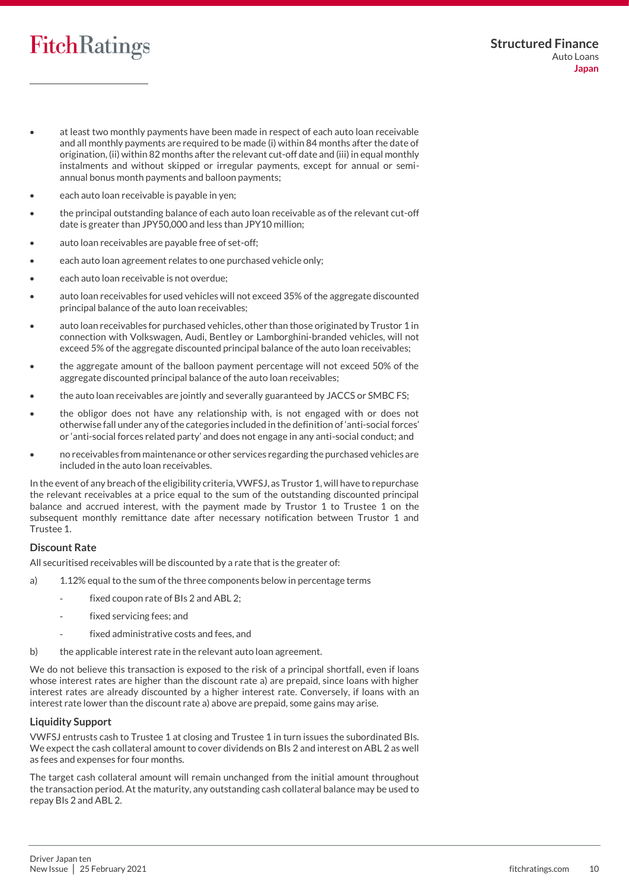- at least two monthly payments have been made in respect of each auto loan receivable and all monthly payments are required to be made (i) within 84 months after the date of origination, (ii) within 82 months after the relevant cut-off date and (iii) in equal monthly instalments and without skipped or irregular payments, except for annual or semi-annual bonus month payments and balloon payments;
- each auto loan receivable is payable in yen;
- the principal outstanding balance of each auto loan receivable as of the relevant cut-off date is greater than JPY50,000 and less than JPY10 million;
- auto loan receivables are payable free of set-off;
- each auto loan agreement relates to one purchased vehicle only;
- each auto loan receivable is not overdue;
- auto loan receivables for used vehicles will not exceed 35% of the aggregate discounted principal balance of the auto loan receivables;
- auto loan receivables for purchased vehicles, other than those originated by Trustor 1 in connection with Volkswagen, Audi, Bentley or Lamborghini-branded vehicles, will not exceed 5% of the aggregate discounted principal balance of the auto loan receivables;
- the aggregate amount of the balloon payment percentage will not exceed 50% of the aggregate discounted principal balance of the auto loan receivables;
- the auto loan receivables are jointly and severally guaranteed by JACCS or SMBC FS;
- the obligor does not have any relationship with, is not engaged with or does not otherwise fall under any of the categories included in the definition of 'anti-social forces' or 'anti-social forces related party' and does not engage in any anti-social conduct; and
- no receivables from maintenance or other services regarding the purchased vehicles are included in the auto loan receivables.

In the event of any breach of the eligibility criteria, VWFSJ, as Trustor 1, will have to repurchase the relevant receivables at a price equal to the sum of the outstanding discounted principal balance and accrued interest, with the payment made by Trustor 1 to Trustee 1 on the subsequent monthly remittance date after necessary notification between Trustor 1 and Trustee 1.

### Discount Rate

All securitised receivables will be discounted by a rate that is the greater of:

a) 1.12% equal to the sum of the three components below in percentage terms
   - fixed coupon rate of BIs 2 and ABL 2;
   - fixed servicing fees; and
   - fixed administrative costs and fees, and

b) the applicable interest rate in the relevant auto loan agreement.

We do not believe this transaction is exposed to the risk of a principal shortfall, even if loans whose interest rates are higher than the discount rate a) are prepaid, since loans with higher interest rates are already discounted by a higher interest rate. Conversely, if loans with an interest rate lower than the discount rate a) above are prepaid, some gains may arise.

### Liquidity Support

VWFSJ entrusts cash to Trustee 1 at closing and Trustee 1 in turn issues the subordinated BIs. We expect the cash collateral amount to cover dividends on BIs 2 and interest on ABL 2 as well as fees and expenses for four months.

The target cash collateral amount will remain unchanged from the initial amount throughout the transaction period. At the maturity, any outstanding cash collateral balance may be used to repay BIs 2 and ABL 2.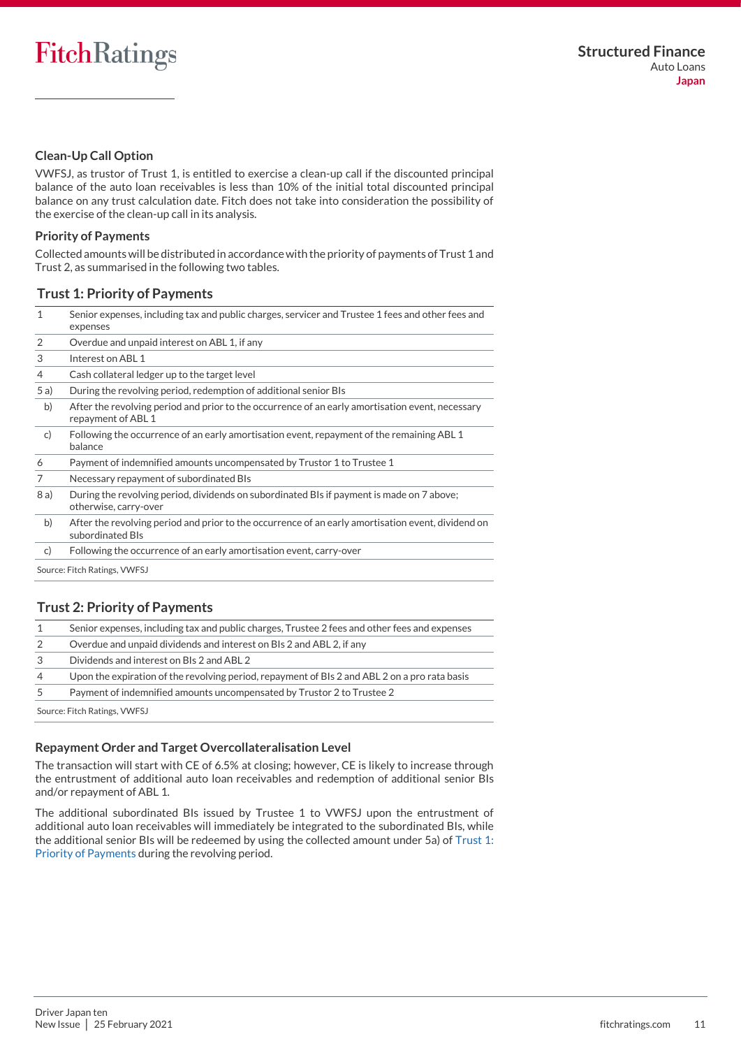### Clean-Up Call Option

VWFSJ, as trustor of Trust 1, is entitled to exercise a clean-up call if the discounted principal balance of the auto loan receivables is less than 10% of the initial total discounted principal balance on any trust calculation date. Fitch does not take into consideration the possibility of the exercise of the clean-up call in its analysis.

### Priority of Payments

Collected amounts will be distributed in accordance with the priority of payments of Trust 1 and Trust 2, as summarised in the following two tables.

**Trust 1: Priority of Payments**

| | |
|---|---|
| 1 | Senior expenses, including tax and public charges, servicer and Trustee 1 fees and other fees and expenses |
| 2 | Overdue and unpaid interest on ABL 1, if any |
| 3 | Interest on ABL 1 |
| 4 | Cash collateral ledger up to the target level |
| 5 a) | During the revolving period, redemption of additional senior BIs |
| b) | After the revolving period and prior to the occurrence of an early amortisation event, necessary repayment of ABL 1 |
| c) | Following the occurrence of an early amortisation event, repayment of the remaining ABL 1 balance |
| 6 | Payment of indemnified amounts uncompensated by Trustor 1 to Trustee 1 |
| 7 | Necessary repayment of subordinated BIs |
| 8 a) | During the revolving period, dividends on subordinated BIs if payment is made on 7 above; otherwise, carry-over |
| b) | After the revolving period and prior to the occurrence of an early amortisation event, dividend on subordinated BIs |
| c) | Following the occurrence of an early amortisation event, carry-over |

Source: Fitch Ratings, VWFSJ

**Trust 2: Priority of Payments**

| | |
|---|---|
| 1 | Senior expenses, including tax and public charges, Trustee 2 fees and other fees and expenses |
| 2 | Overdue and unpaid dividends and interest on BIs 2 and ABL 2, if any |
| 3 | Dividends and interest on BIs 2 and ABL 2 |
| 4 | Upon the expiration of the revolving period, repayment of BIs 2 and ABL 2 on a pro rata basis |
| 5 | Payment of indemnified amounts uncompensated by Trustor 2 to Trustee 2 |

Source: Fitch Ratings, VWFSJ

### Repayment Order and Target Overcollateralisation Level

The transaction will start with CE of 6.5% at closing; however, CE is likely to increase through the entrustment of additional auto loan receivables and redemption of additional senior BIs and/or repayment of ABL 1.

The additional subordinated BIs issued by Trustee 1 to VWFSJ upon the entrustment of additional auto loan receivables will immediately be integrated to the subordinated BIs, while the additional senior BIs will be redeemed by using the collected amount under 5a) of Trust 1: Priority of Payments during the revolving period.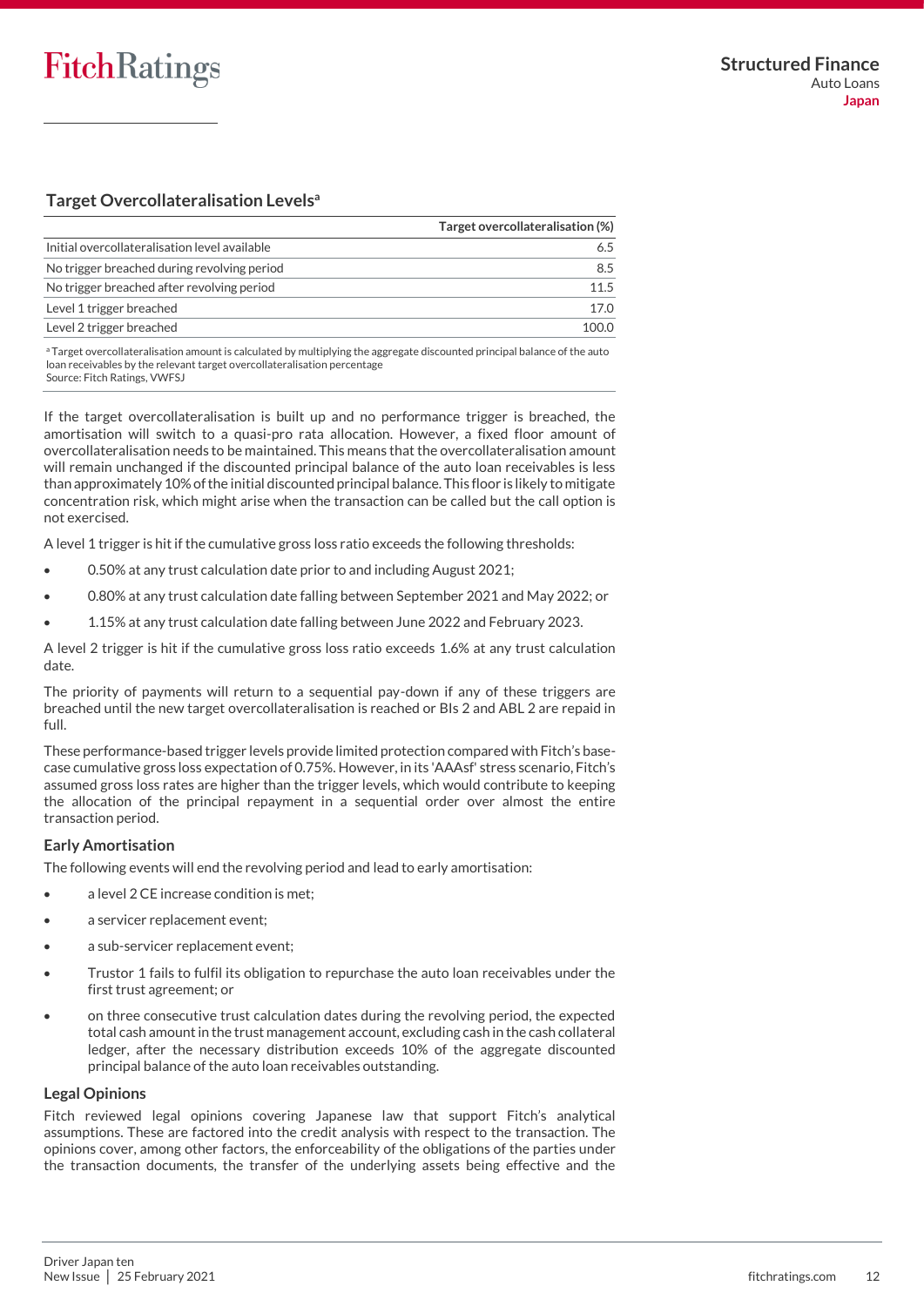## Target Overcollateralisation Levels[a]

| | Target overcollateralisation (%) |
|---|---|
| Initial overcollateralisation level available | 6.5 |
| No trigger breached during revolving period | 8.5 |
| No trigger breached after revolving period | 11.5 |
| Level 1 trigger breached | 17.0 |
| Level 2 trigger breached | 100.0 |

[a] Target overcollateralisation amount is calculated by multiplying the aggregate discounted principal balance of the auto loan receivables by the relevant target overcollateralisation percentage
Source: Fitch Ratings, VWFSJ

If the target overcollateralisation is built up and no performance trigger is breached, the amortisation will switch to a quasi-pro rata allocation. However, a fixed floor amount of overcollateralisation needs to be maintained. This means that the overcollateralisation amount will remain unchanged if the discounted principal balance of the auto loan receivables is less than approximately 10% of the initial discounted principal balance. This floor is likely to mitigate concentration risk, which might arise when the transaction can be called but the call option is not exercised.

A level 1 trigger is hit if the cumulative gross loss ratio exceeds the following thresholds:

- 0.50% at any trust calculation date prior to and including August 2021;
- 0.80% at any trust calculation date falling between September 2021 and May 2022; or
- 1.15% at any trust calculation date falling between June 2022 and February 2023.

A level 2 trigger is hit if the cumulative gross loss ratio exceeds 1.6% at any trust calculation date.

The priority of payments will return to a sequential pay-down if any of these triggers are breached until the new target overcollateralisation is reached or BIs 2 and ABL 2 are repaid in full.

These performance-based trigger levels provide limited protection compared with Fitch's base-case cumulative gross loss expectation of 0.75%. However, in its 'AAAsf' stress scenario, Fitch's assumed gross loss rates are higher than the trigger levels, which would contribute to keeping the allocation of the principal repayment in a sequential order over almost the entire transaction period.

### Early Amortisation

The following events will end the revolving period and lead to early amortisation:

- a level 2 CE increase condition is met;
- a servicer replacement event;
- a sub-servicer replacement event;
- Trustor 1 fails to fulfil its obligation to repurchase the auto loan receivables under the first trust agreement; or
- on three consecutive trust calculation dates during the revolving period, the expected total cash amount in the trust management account, excluding cash in the cash collateral ledger, after the necessary distribution exceeds 10% of the aggregate discounted principal balance of the auto loan receivables outstanding.

### Legal Opinions

Fitch reviewed legal opinions covering Japanese law that support Fitch's analytical assumptions. These are factored into the credit analysis with respect to the transaction. The opinions cover, among other factors, the enforceability of the obligations of the parties under the transaction documents, the transfer of the underlying assets being effective and the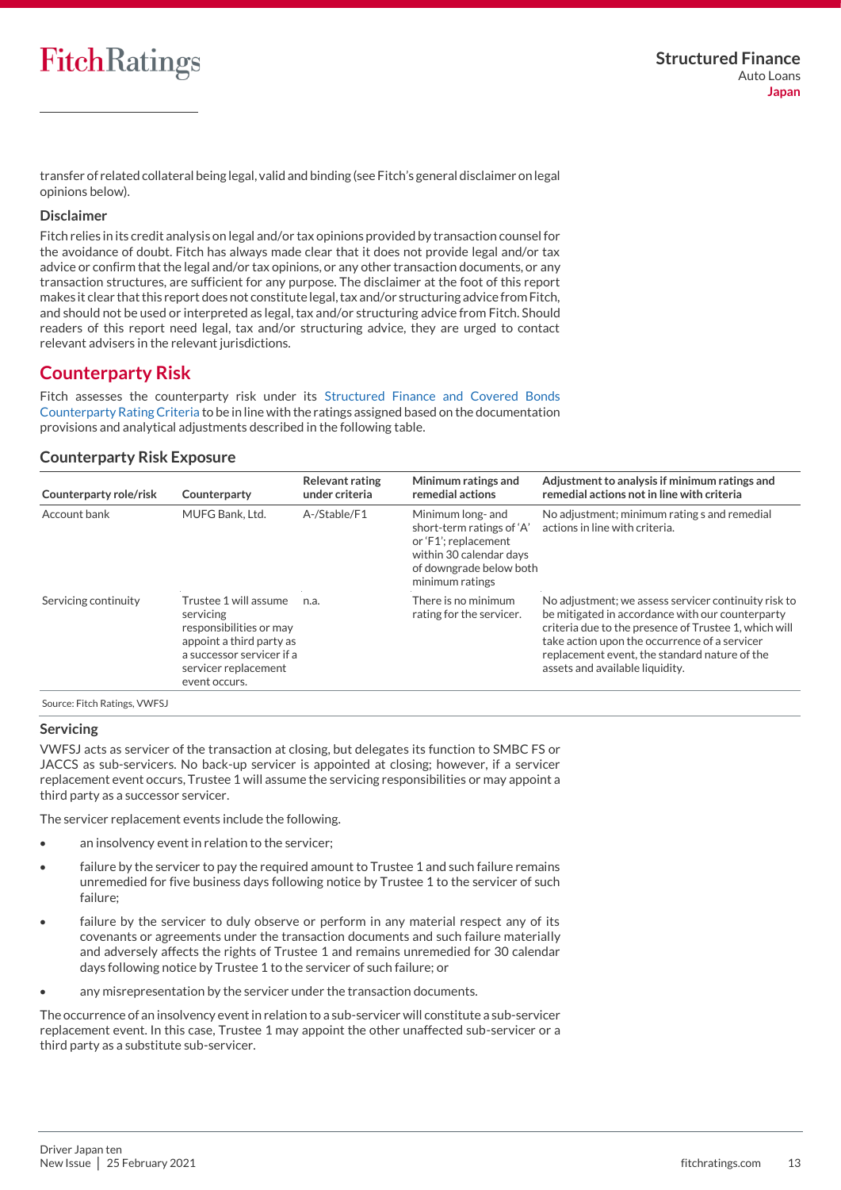transfer of related collateral being legal, valid and binding (see Fitch's general disclaimer on legal opinions below).

### Disclaimer

Fitch relies in its credit analysis on legal and/or tax opinions provided by transaction counsel for the avoidance of doubt. Fitch has always made clear that it does not provide legal and/or tax advice or confirm that the legal and/or tax opinions, or any other transaction documents, or any transaction structures, are sufficient for any purpose. The disclaimer at the foot of this report makes it clear that this report does not constitute legal, tax and/or structuring advice from Fitch, and should not be used or interpreted as legal, tax and/or structuring advice from Fitch. Should readers of this report need legal, tax and/or structuring advice, they are urged to contact relevant advisers in the relevant jurisdictions.

## Counterparty Risk

Fitch assesses the counterparty risk under its Structured Finance and Covered Bonds Counterparty Rating Criteria to be in line with the ratings assigned based on the documentation provisions and analytical adjustments described in the following table.

### Counterparty Risk Exposure

| Counterparty role/risk | Counterparty | Relevant rating under criteria | Minimum ratings and remedial actions | Adjustment to analysis if minimum ratings and remedial actions not in line with criteria |
|---|---|---|---|---|
| Account bank | MUFG Bank, Ltd. | A-/Stable/F1 | Minimum long- and short-term ratings of 'A' or 'F1'; replacement within 30 calendar days of downgrade below both minimum ratings | No adjustment; minimum rating s and remedial actions in line with criteria. |
| Servicing continuity | Trustee 1 will assume servicing responsibilities or may appoint a third party as a successor servicer if a servicer replacement event occurs. | n.a. | There is no minimum rating for the servicer. | No adjustment; we assess servicer continuity risk to be mitigated in accordance with our counterparty criteria due to the presence of Trustee 1, which will take action upon the occurrence of a servicer replacement event, the standard nature of the assets and available liquidity. |

Source: Fitch Ratings, VWFSJ

### Servicing

VWFSJ acts as servicer of the transaction at closing, but delegates its function to SMBC FS or JACCS as sub-servicers. No back-up servicer is appointed at closing; however, if a servicer replacement event occurs, Trustee 1 will assume the servicing responsibilities or may appoint a third party as a successor servicer.

The servicer replacement events include the following.

- an insolvency event in relation to the servicer;
- failure by the servicer to pay the required amount to Trustee 1 and such failure remains unremedied for five business days following notice by Trustee 1 to the servicer of such failure;
- failure by the servicer to duly observe or perform in any material respect any of its covenants or agreements under the transaction documents and such failure materially and adversely affects the rights of Trustee 1 and remains unremedied for 30 calendar days following notice by Trustee 1 to the servicer of such failure; or
- any misrepresentation by the servicer under the transaction documents.

The occurrence of an insolvency event in relation to a sub-servicer will constitute a sub-servicer replacement event. In this case, Trustee 1 may appoint the other unaffected sub-servicer or a third party as a substitute sub-servicer.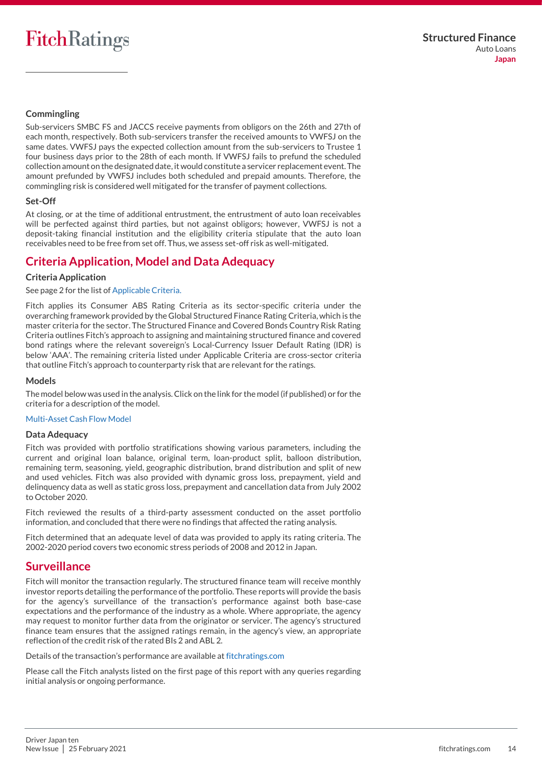### Commingling

Sub-servicers SMBC FS and JACCS receive payments from obligors on the 26th and 27th of each month, respectively. Both sub-servicers transfer the received amounts to VWFSJ on the same dates. VWFSJ pays the expected collection amount from the sub-servicers to Trustee 1 four business days prior to the 28th of each month. If VWFSJ fails to prefund the scheduled collection amount on the designated date, it would constitute a servicer replacement event. The amount prefunded by VWFSJ includes both scheduled and prepaid amounts. Therefore, the commingling risk is considered well mitigated for the transfer of payment collections.

### Set-Off

At closing, or at the time of additional entrustment, the entrustment of auto loan receivables will be perfected against third parties, but not against obligors; however, VWFSJ is not a deposit-taking financial institution and the eligibility criteria stipulate that the auto loan receivables need to be free from set off. Thus, we assess set-off risk as well-mitigated.

## Criteria Application, Model and Data Adequacy

### Criteria Application

See page 2 for the list of Applicable Criteria.

Fitch applies its Consumer ABS Rating Criteria as its sector-specific criteria under the overarching framework provided by the Global Structured Finance Rating Criteria, which is the master criteria for the sector. The Structured Finance and Covered Bonds Country Risk Rating Criteria outlines Fitch's approach to assigning and maintaining structured finance and covered bond ratings where the relevant sovereign's Local-Currency Issuer Default Rating (IDR) is below 'AAA'. The remaining criteria listed under Applicable Criteria are cross-sector criteria that outline Fitch's approach to counterparty risk that are relevant for the ratings.

### Models

The model below was used in the analysis. Click on the link for the model (if published) or for the criteria for a description of the model.

Multi-Asset Cash Flow Model

### Data Adequacy

Fitch was provided with portfolio stratifications showing various parameters, including the current and original loan balance, original term, loan-product split, balloon distribution, remaining term, seasoning, yield, geographic distribution, brand distribution and split of new and used vehicles. Fitch was also provided with dynamic gross loss, prepayment, yield and delinquency data as well as static gross loss, prepayment and cancellation data from July 2002 to October 2020.

Fitch reviewed the results of a third-party assessment conducted on the asset portfolio information, and concluded that there were no findings that affected the rating analysis.

Fitch determined that an adequate level of data was provided to apply its rating criteria. The 2002-2020 period covers two economic stress periods of 2008 and 2012 in Japan.

## Surveillance

Fitch will monitor the transaction regularly. The structured finance team will receive monthly investor reports detailing the performance of the portfolio. These reports will provide the basis for the agency's surveillance of the transaction's performance against both base-case expectations and the performance of the industry as a whole. Where appropriate, the agency may request to monitor further data from the originator or servicer. The agency's structured finance team ensures that the assigned ratings remain, in the agency's view, an appropriate reflection of the credit risk of the rated BIs 2 and ABL 2.

Details of the transaction's performance are available at fitchratings.com

Please call the Fitch analysts listed on the first page of this report with any queries regarding initial analysis or ongoing performance.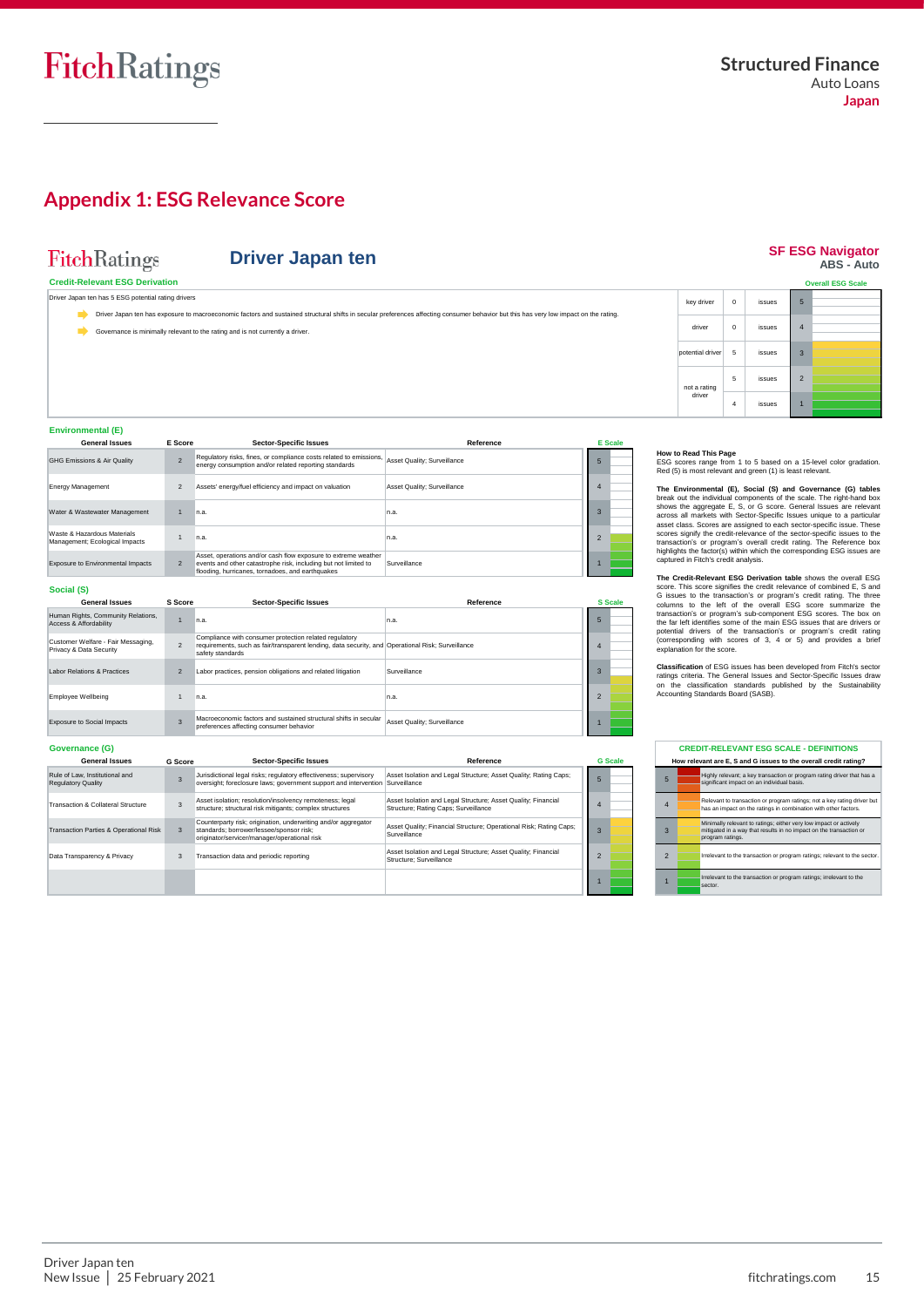# Appendix 1: ESG Relevance Score

## Driver Japan ten

**SF ESG Navigator**
**ABS - Auto**

### Credit-Relevant ESG Derivation

Driver Japan ten has 5 ESG potential rating drivers

- Driver Japan ten has exposure to macroeconomic factors and sustained structural shifts in secular preferences affecting consumer behavior but this has very low impact on the rating.
- Governance is minimally relevant to the rating and is not currently a driver.

**Overall ESG Scale**

| | | | |
|---|---|---|---|
| key driver | 0 | issues | 5 |
| driver | 0 | issues | 4 |
| potential driver | 5 | issues | 3 |
| not a rating driver | 5 | issues | 2 |
| | 4 | issues | 1 |

### Environmental (E)

| General Issues | E Score | Sector-Specific Issues | Reference | E Scale |
|---|---|---|---|---|
| GHG Emissions & Air Quality | 2 | Regulatory risks, fines, or compliance costs related to emissions, energy consumption and/or related reporting standards | Asset Quality; Surveillance | 5 |
| Energy Management | 2 | Assets' energy/fuel efficiency and impact on valuation | Asset Quality; Surveillance | 4 |
| Water & Wastewater Management | 1 | n.a. | n.a. | 3 |
| Waste & Hazardous Materials Management; Ecological Impacts | 1 | n.a. | n.a. | 2 |
| Exposure to Environmental Impacts | 2 | Asset, operations and/or cash flow exposure to extreme weather events and other catastrophe risk, including but not limited to flooding, hurricanes, tornadoes, and earthquakes | Surveillance | 1 |

### Social (S)

| General Issues | S Score | Sector-Specific Issues | Reference | S Scale |
|---|---|---|---|---|
| Human Rights, Community Relations, Access & Affordability | 1 | n.a. | n.a. | 5 |
| Customer Welfare - Fair Messaging, Privacy & Data Security | 2 | Compliance with consumer protection related regulatory requirements, such as fair/transparent lending, data security, and safety standards | Operational Risk; Surveillance | 4 |
| Labor Relations & Practices | 2 | Labor practices, pension obligations and related litigation | Surveillance | 3 |
| Employee Wellbeing | 1 | n.a. | n.a. | 2 |
| Exposure to Social Impacts | 3 | Macroeconomic factors and sustained structural shifts in secular preferences affecting consumer behavior | Asset Quality; Surveillance | 1 |

### Governance (G)

| General Issues | G Score | Sector-Specific Issues | Reference | G Scale |
|---|---|---|---|---|
| Rule of Law, Institutional and Regulatory Quality | 3 | Jurisdictional legal risks; regulatory effectiveness; supervisory oversight; foreclosure laws; government support and intervention | Asset Isolation and Legal Structure; Asset Quality; Rating Caps; Surveillance | 5 |
| Transaction & Collateral Structure | 3 | Asset isolation; resolution/insolvency remoteness; legal structure; structural risk mitigants; complex structures | Asset Isolation and Legal Structure; Asset Quality; Financial Structure; Rating Caps; Surveillance | 4 |
| Transaction Parties & Operational Risk | 3 | Counterparty risk; origination, underwriting and/or aggregator standards; borrower/lessee/sponsor risk; originator/servicer/manager/operational risk | Asset Quality; Financial Structure; Operational Risk; Rating Caps; Surveillance | 3 |
| Data Transparency & Privacy | 3 | Transaction data and periodic reporting | Asset Isolation and Legal Structure; Asset Quality; Financial Structure; Surveillance | 2 |
| | | | | 1 |

**How to Read This Page**
ESG scores range from 1 to 5 based on a 15-level color gradation. Red (5) is most relevant and green (1) is least relevant.

**The Environmental (E), Social (S) and Governance (G) tables** break out the individual components of the scale. The right-hand box shows the aggregate E, S, or G score. General Issues are relevant across all markets with Sector-Specific Issues unique to a particular asset class. Scores are assigned to each sector-specific issue. These scores signify the credit-relevance of the sector-specific issues to the transaction's or program's overall credit rating. The Reference box highlights the factor(s) within which the corresponding ESG issues are captured in Fitch's credit analysis.

**The Credit-Relevant ESG Derivation table** shows the overall ESG score. This score signifies the credit relevance of combined E, S and G issues to the transaction's or program's credit rating. The three columns to the left of the overall ESG score summarize the transaction's or program's sub-component ESG scores. The box on the far left identifies some of the main ESG issues that are drivers or potential drivers of the transaction's or program's credit rating (corresponding with scores of 3, 4 or 5) and provides a brief explanation for the score.

**Classification** of ESG issues has been developed from Fitch's sector ratings criteria. The General Issues and Sector-Specific Issues draw on the classification standards published by the Sustainability Accounting Standards Board (SASB).

### CREDIT-RELEVANT ESG SCALE - DEFINITIONS

How relevant are E, S and G issues to the overall credit rating?

| Score | Definition |
|---|---|
| 5 | Highly relevant; a key transaction or program rating driver that has a significant impact on an individual basis. |
| 4 | Relevant to transaction or program ratings; not a key rating driver but has an impact on the ratings in combination with other factors. |
| 3 | Minimally relevant to ratings; either very low impact or actively mitigated in a way that results in no impact on the transaction or program ratings. |
| 2 | Irrelevant to the transaction or program ratings; relevant to the sector. |
| 1 | Irrelevant to the transaction or program ratings; irrelevant to the sector. |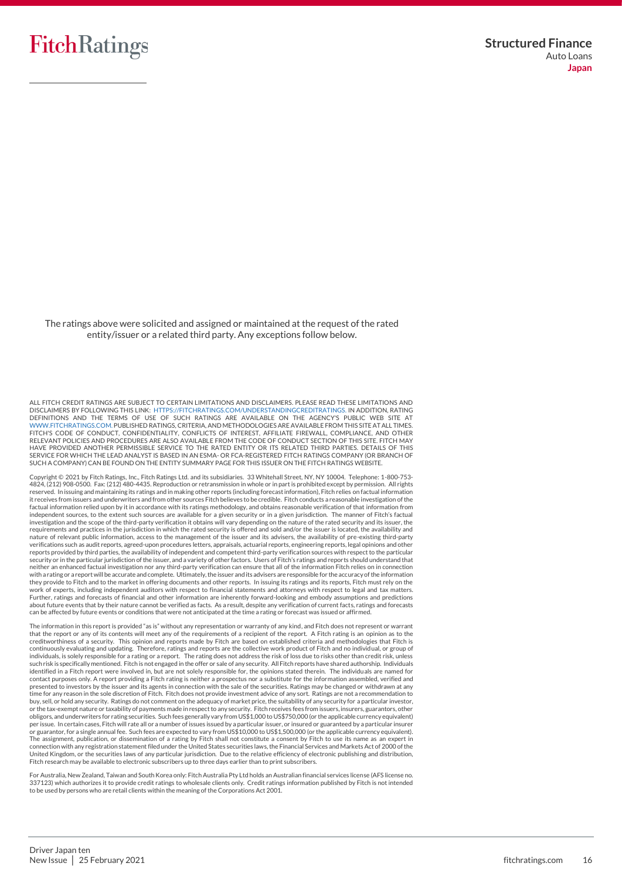The ratings above were solicited and assigned or maintained at the request of the rated entity/issuer or a related third party. Any exceptions follow below.

ALL FITCH CREDIT RATINGS ARE SUBJECT TO CERTAIN LIMITATIONS AND DISCLAIMERS. PLEASE READ THESE LIMITATIONS AND DISCLAIMERS BY FOLLOWING THIS LINK: HTTPS://FITCHRATINGS.COM/UNDERSTANDINGCREDITRATINGS. IN ADDITION, RATING DEFINITIONS AND THE TERMS OF USE OF SUCH RATINGS ARE AVAILABLE ON THE AGENCY'S PUBLIC WEB SITE AT WWW.FITCHRATINGS.COM. PUBLISHED RATINGS, CRITERIA, AND METHODOLOGIES ARE AVAILABLE FROM THIS SITE AT ALL TIMES. FITCH'S CODE OF CONDUCT, CONFIDENTIALITY, CONFLICTS OF INTEREST, AFFILIATE FIREWALL, COMPLIANCE, AND OTHER RELEVANT POLICIES AND PROCEDURES ARE ALSO AVAILABLE FROM THE CODE OF CONDUCT SECTION OF THIS SITE. FITCH MAY HAVE PROVIDED ANOTHER PERMISSIBLE SERVICE TO THE RATED ENTITY OR ITS RELATED THIRD PARTIES. DETAILS OF THIS SERVICE FOR WHICH THE LEAD ANALYST IS BASED IN AN ESMA- OR FCA-REGISTERED FITCH RATINGS COMPANY (OR BRANCH OF SUCH A COMPANY) CAN BE FOUND ON THE ENTITY SUMMARY PAGE FOR THIS ISSUER ON THE FITCH RATINGS WEBSITE.

Copyright © 2021 by Fitch Ratings, Inc., Fitch Ratings Ltd. and its subsidiaries. 33 Whitehall Street, NY, NY 10004. Telephone: 1-800-753-4824, (212) 908-0500. Fax: (212) 480-4435. Reproduction or retransmission in whole or in part is prohibited except by permission. All rights reserved. In issuing and maintaining its ratings and in making other reports (including forecast information), Fitch relies on factual information it receives from issuers and underwriters and from other sources Fitch believes to be credible. Fitch conducts a reasonable investigation of the factual information relied upon by it in accordance with its ratings methodology, and obtains reasonable verification of that information from independent sources, to the extent such sources are available for a given security or in a given jurisdiction. The manner of Fitch's factual investigation and the scope of the third-party verification it obtains will vary depending on the nature of the rated security and its issuer, the requirements and practices in the jurisdiction in which the rated security is offered and sold and/or the issuer is located, the availability and nature of relevant public information, access to the management of the issuer and its advisers, the availability of pre-existing third-party verifications such as audit reports, agreed-upon procedures letters, appraisals, actuarial reports, engineering reports, legal opinions and other reports provided by third parties, the availability of independent and competent third-party verification sources with respect to the particular security or in the particular jurisdiction of the issuer, and a variety of other factors. Users of Fitch's ratings and reports should understand that neither an enhanced factual investigation nor any third-party verification can ensure that all of the information Fitch relies on in connection with a rating or a report will be accurate and complete. Ultimately, the issuer and its advisers are responsible for the accuracy of the information they provide to Fitch and to the market in offering documents and other reports. In issuing its ratings and its reports, Fitch must rely on the work of experts, including independent auditors with respect to financial statements and attorneys with respect to legal and tax matters. Further, ratings and forecasts of financial and other information are inherently forward-looking and embody assumptions and predictions about future events that by their nature cannot be verified as facts. As a result, despite any verification of current facts, ratings and forecasts can be affected by future events or conditions that were not anticipated at the time a rating or forecast was issued or affirmed.

The information in this report is provided "as is" without any representation or warranty of any kind, and Fitch does not represent or warrant that the report or any of its contents will meet any of the requirements of a recipient of the report. A Fitch rating is an opinion as to the creditworthiness of a security. This opinion and reports made by Fitch are based on established criteria and methodologies that Fitch is continuously evaluating and updating. Therefore, ratings and reports are the collective work product of Fitch and no individual, or group of individuals, is solely responsible for a rating or a report. The rating does not address the risk of loss due to risks other than credit risk, unless such risk is specifically mentioned. Fitch is not engaged in the offer or sale of any security. All Fitch reports have shared authorship. Individuals identified in a Fitch report were involved in, but are not solely responsible for, the opinions stated therein. The individuals are named for contact purposes only. A report providing a Fitch rating is neither a prospectus nor a substitute for the information assembled, verified and presented to investors by the issuer and its agents in connection with the sale of the securities. Ratings may be changed or withdrawn at any time for any reason in the sole discretion of Fitch. Fitch does not provide investment advice of any sort. Ratings are not a recommendation to buy, sell, or hold any security. Ratings do not comment on the adequacy of market price, the suitability of any security for a particular investor, or the tax-exempt nature or taxability of payments made in respect to any security. Fitch receives fees from issuers, insurers, guarantors, other obligors, and underwriters for rating securities. Such fees generally vary from US$1,000 to US$750,000 (or the applicable currency equivalent) per issue. In certain cases, Fitch will rate all or a number of issues issued by a particular issuer, or insured or guaranteed by a particular insurer or guarantor, for a single annual fee. Such fees are expected to vary from US$10,000 to US$1,500,000 (or the applicable currency equivalent). The assignment, publication, or dissemination of a rating by Fitch shall not constitute a consent by Fitch to use its name as an expert in connection with any registration statement filed under the United States securities laws, the Financial Services and Markets Act of 2000 of the United Kingdom, or the securities laws of any particular jurisdiction. Due to the relative efficiency of electronic publishing and distribution, Fitch research may be available to electronic subscribers up to three days earlier than to print subscribers.

For Australia, New Zealand, Taiwan and South Korea only: Fitch Australia Pty Ltd holds an Australian financial services license (AFS license no. 337123) which authorizes it to provide credit ratings to wholesale clients only. Credit ratings information published by Fitch is not intended to be used by persons who are retail clients within the meaning of the Corporations Act 2001.